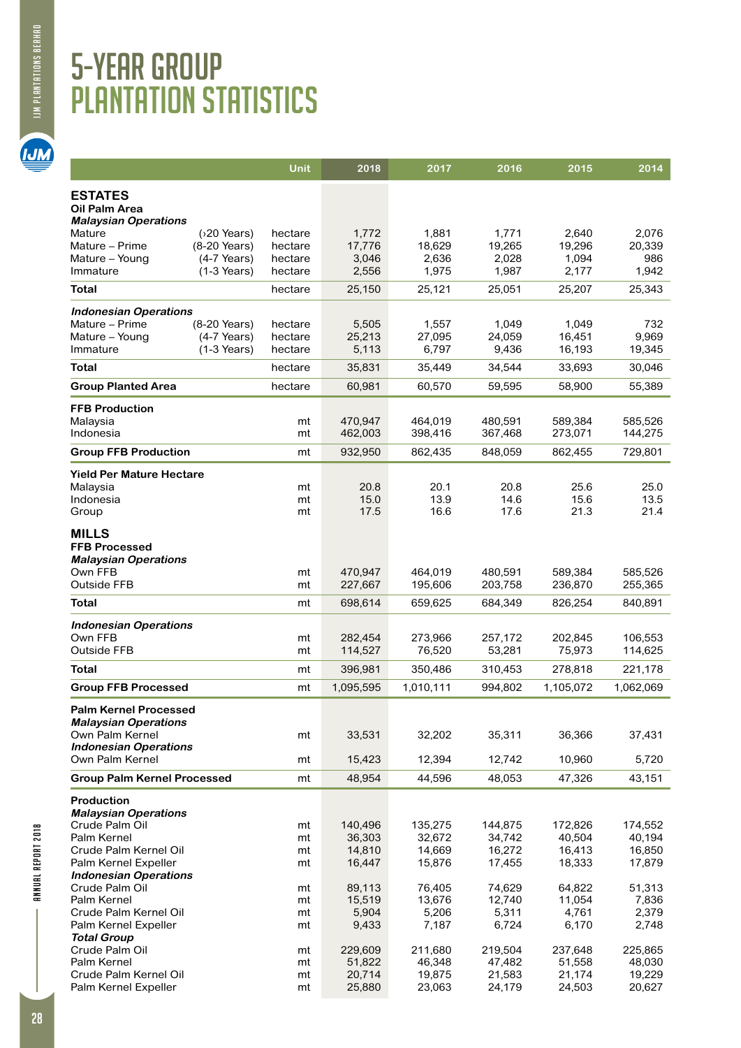# 5-YEAR GROUP PLANTATION STATISTICS

| | | Unit | 2018 | 2017 | 2016 | 2015 | 2014 |
|---|---|---|---|---|---|---|---|
| **ESTATES** | | | | | | | |
| **Oil Palm Area** | | | | | | | |
| ***Malaysian Operations*** | | | | | | | |
| Mature | (›20 Years) | hectare | 1,772 | 1,881 | 1,771 | 2,640 | 2,076 |
| Mature – Prime | (8-20 Years) | hectare | 17,776 | 18,629 | 19,265 | 19,296 | 20,339 |
| Mature – Young | (4-7 Years) | hectare | 3,046 | 2,636 | 2,028 | 1,094 | 986 |
| Immature | (1-3 Years) | hectare | 2,556 | 1,975 | 1,987 | 2,177 | 1,942 |
| **Total** | | hectare | 25,150 | 25,121 | 25,051 | 25,207 | 25,343 |
| ***Indonesian Operations*** | | | | | | | |
| Mature – Prime | (8-20 Years) | hectare | 5,505 | 1,557 | 1,049 | 1,049 | 732 |
| Mature – Young | (4-7 Years) | hectare | 25,213 | 27,095 | 24,059 | 16,451 | 9,969 |
| Immature | (1-3 Years) | hectare | 5,113 | 6,797 | 9,436 | 16,193 | 19,345 |
| **Total** | | hectare | 35,831 | 35,449 | 34,544 | 33,693 | 30,046 |
| **Group Planted Area** | | hectare | 60,981 | 60,570 | 59,595 | 58,900 | 55,389 |
| **FFB Production** | | | | | | | |
| Malaysia | | mt | 470,947 | 464,019 | 480,591 | 589,384 | 585,526 |
| Indonesia | | mt | 462,003 | 398,416 | 367,468 | 273,071 | 144,275 |
| **Group FFB Production** | | mt | 932,950 | 862,435 | 848,059 | 862,455 | 729,801 |
| **Yield Per Mature Hectare** | | | | | | | |
| Malaysia | | mt | 20.8 | 20.1 | 20.8 | 25.6 | 25.0 |
| Indonesia | | mt | 15.0 | 13.9 | 14.6 | 15.6 | 13.5 |
| Group | | mt | 17.5 | 16.6 | 17.6 | 21.3 | 21.4 |
| **MILLS** | | | | | | | |
| **FFB Processed** | | | | | | | |
| ***Malaysian Operations*** | | | | | | | |
| Own FFB | | mt | 470,947 | 464,019 | 480,591 | 589,384 | 585,526 |
| Outside FFB | | mt | 227,667 | 195,606 | 203,758 | 236,870 | 255,365 |
| **Total** | | mt | 698,614 | 659,625 | 684,349 | 826,254 | 840,891 |
| ***Indonesian Operations*** | | | | | | | |
| Own FFB | | mt | 282,454 | 273,966 | 257,172 | 202,845 | 106,553 |
| Outside FFB | | mt | 114,527 | 76,520 | 53,281 | 75,973 | 114,625 |
| **Total** | | mt | 396,981 | 350,486 | 310,453 | 278,818 | 221,178 |
| **Group FFB Processed** | | mt | 1,095,595 | 1,010,111 | 994,802 | 1,105,072 | 1,062,069 |
| **Palm Kernel Processed** | | | | | | | |
| ***Malaysian Operations*** | | | | | | | |
| Own Palm Kernel | | mt | 33,531 | 32,202 | 35,311 | 36,366 | 37,431 |
| ***Indonesian Operations*** | | | | | | | |
| Own Palm Kernel | | mt | 15,423 | 12,394 | 12,742 | 10,960 | 5,720 |
| **Group Palm Kernel Processed** | | mt | 48,954 | 44,596 | 48,053 | 47,326 | 43,151 |
| **Production** | | | | | | | |
| ***Malaysian Operations*** | | | | | | | |
| Crude Palm Oil | | mt | 140,496 | 135,275 | 144,875 | 172,826 | 174,552 |
| Palm Kernel | | mt | 36,303 | 32,672 | 34,742 | 40,504 | 40,194 |
| Crude Palm Kernel Oil | | mt | 14,810 | 14,669 | 16,272 | 16,413 | 16,850 |
| Palm Kernel Expeller | | mt | 16,447 | 15,876 | 17,455 | 18,333 | 17,879 |
| ***Indonesian Operations*** | | | | | | | |
| Crude Palm Oil | | mt | 89,113 | 76,405 | 74,629 | 64,822 | 51,313 |
| Palm Kernel | | mt | 15,519 | 13,676 | 12,740 | 11,054 | 7,836 |
| Crude Palm Kernel Oil | | mt | 5,904 | 5,206 | 5,311 | 4,761 | 2,379 |
| Palm Kernel Expeller | | mt | 9,433 | 7,187 | 6,724 | 6,170 | 2,748 |
| ***Total Group*** | | | | | | | |
| Crude Palm Oil | | mt | 229,609 | 211,680 | 219,504 | 237,648 | 225,865 |
| Palm Kernel | | mt | 51,822 | 46,348 | 47,482 | 51,558 | 48,030 |
| Crude Palm Kernel Oil | | mt | 20,714 | 19,875 | 21,583 | 21,174 | 19,229 |
| Palm Kernel Expeller | | mt | 25,880 | 23,063 | 24,179 | 24,503 | 20,627 |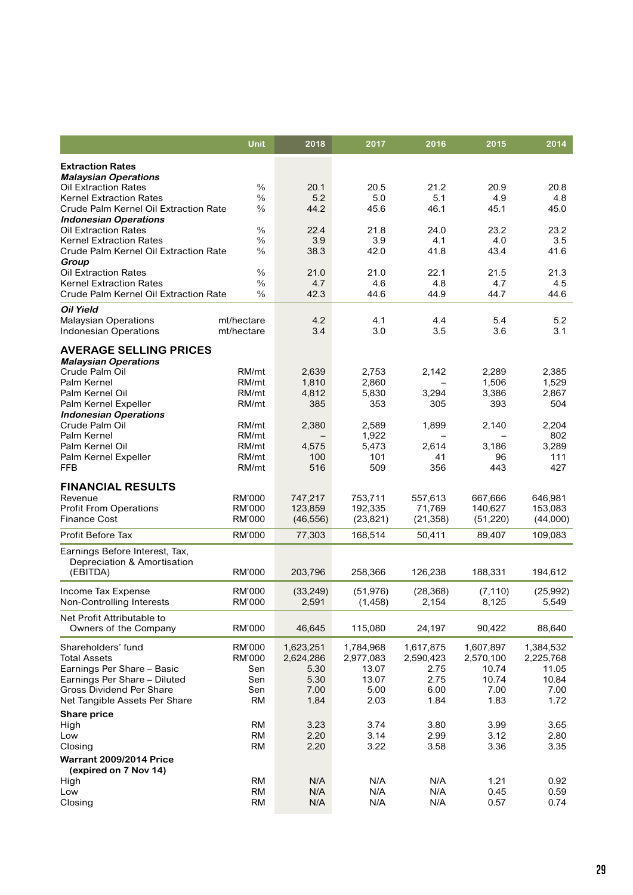| | Unit | 2018 | 2017 | 2016 | 2015 | 2014 |
|---|---|---|---|---|---|---|
| **Extraction Rates** | | | | | | |
| ***Malaysian Operations*** | | | | | | |
| Oil Extraction Rates | % | 20.1 | 20.5 | 21.2 | 20.9 | 20.8 |
| Kernel Extraction Rates | % | 5.2 | 5.0 | 5.1 | 4.9 | 4.8 |
| Crude Palm Kernel Oil Extraction Rate | % | 44.2 | 45.6 | 46.1 | 45.1 | 45.0 |
| ***Indonesian Operations*** | | | | | | |
| Oil Extraction Rates | % | 22.4 | 21.8 | 24.0 | 23.2 | 23.2 |
| Kernel Extraction Rates | % | 3.9 | 3.9 | 4.1 | 4.0 | 3.5 |
| Crude Palm Kernel Oil Extraction Rate | % | 38.3 | 42.0 | 41.8 | 43.4 | 41.6 |
| ***Group*** | | | | | | |
| Oil Extraction Rates | % | 21.0 | 21.0 | 22.1 | 21.5 | 21.3 |
| Kernel Extraction Rates | % | 4.7 | 4.6 | 4.8 | 4.7 | 4.5 |
| Crude Palm Kernel Oil Extraction Rate | % | 42.3 | 44.6 | 44.9 | 44.7 | 44.6 |
| ***Oil Yield*** | | | | | | |
| Malaysian Operations | mt/hectare | 4.2 | 4.1 | 4.4 | 5.4 | 5.2 |
| Indonesian Operations | mt/hectare | 3.4 | 3.0 | 3.5 | 3.6 | 3.1 |
| **AVERAGE SELLING PRICES** | | | | | | |
| ***Malaysian Operations*** | | | | | | |
| Crude Palm Oil | RM/mt | 2,639 | 2,753 | 2,142 | 2,289 | 2,385 |
| Palm Kernel | RM/mt | 1,810 | 2,860 | – | 1,506 | 1,529 |
| Palm Kernel Oil | RM/mt | 4,812 | 5,830 | 3,294 | 3,386 | 2,867 |
| Palm Kernel Expeller | RM/mt | 385 | 353 | 305 | 393 | 504 |
| ***Indonesian Operations*** | | | | | | |
| Crude Palm Oil | RM/mt | 2,380 | 2,589 | 1,899 | 2,140 | 2,204 |
| Palm Kernel | RM/mt | – | 1,922 | – | – | 802 |
| Palm Kernel Oil | RM/mt | 4,575 | 5,473 | 2,614 | 3,186 | 3,289 |
| Palm Kernel Expeller | RM/mt | 100 | 101 | 41 | 96 | 111 |
| FFB | RM/mt | 516 | 509 | 356 | 443 | 427 |
| **FINANCIAL RESULTS** | | | | | | |
| Revenue | RM'000 | 747,217 | 753,711 | 557,613 | 667,666 | 646,981 |
| Profit From Operations | RM'000 | 123,859 | 192,335 | 71,769 | 140,627 | 153,083 |
| Finance Cost | RM'000 | (46,556) | (23,821) | (21,358) | (51,220) | (44,000) |
| Profit Before Tax | RM'000 | 77,303 | 168,514 | 50,411 | 89,407 | 109,083 |
| Earnings Before Interest, Tax, Depreciation & Amortisation (EBITDA) | RM'000 | 203,796 | 258,366 | 126,238 | 188,331 | 194,612 |
| Income Tax Expense | RM'000 | (33,249) | (51,976) | (28,368) | (7,110) | (25,992) |
| Non-Controlling Interests | RM'000 | 2,591 | (1,458) | 2,154 | 8,125 | 5,549 |
| Net Profit Attributable to Owners of the Company | RM'000 | 46,645 | 115,080 | 24,197 | 90,422 | 88,640 |
| Shareholders' fund | RM'000 | 1,623,251 | 1,784,968 | 1,617,875 | 1,607,897 | 1,384,532 |
| Total Assets | RM'000 | 2,624,286 | 2,977,083 | 2,590,423 | 2,570,100 | 2,225,768 |
| Earnings Per Share – Basic | Sen | 5.30 | 13.07 | 2.75 | 10.74 | 11.05 |
| Earnings Per Share – Diluted | Sen | 5.30 | 13.07 | 2.75 | 10.74 | 10.84 |
| Gross Dividend Per Share | Sen | 7.00 | 5.00 | 6.00 | 7.00 | 7.00 |
| Net Tangible Assets Per Share | RM | 1.84 | 2.03 | 1.84 | 1.83 | 1.72 |
| **Share price** | | | | | | |
| High | RM | 3.23 | 3.74 | 3.80 | 3.99 | 3.65 |
| Low | RM | 2.20 | 3.14 | 2.99 | 3.12 | 2.80 |
| Closing | RM | 2.20 | 3.22 | 3.58 | 3.36 | 3.35 |
| **Warrant 2009/2014 Price (expired on 7 Nov 14)** | | | | | | |
| High | RM | N/A | N/A | N/A | 1.21 | 0.92 |
| Low | RM | N/A | N/A | N/A | 0.45 | 0.59 |
| Closing | RM | N/A | N/A | N/A | 0.57 | 0.74 |